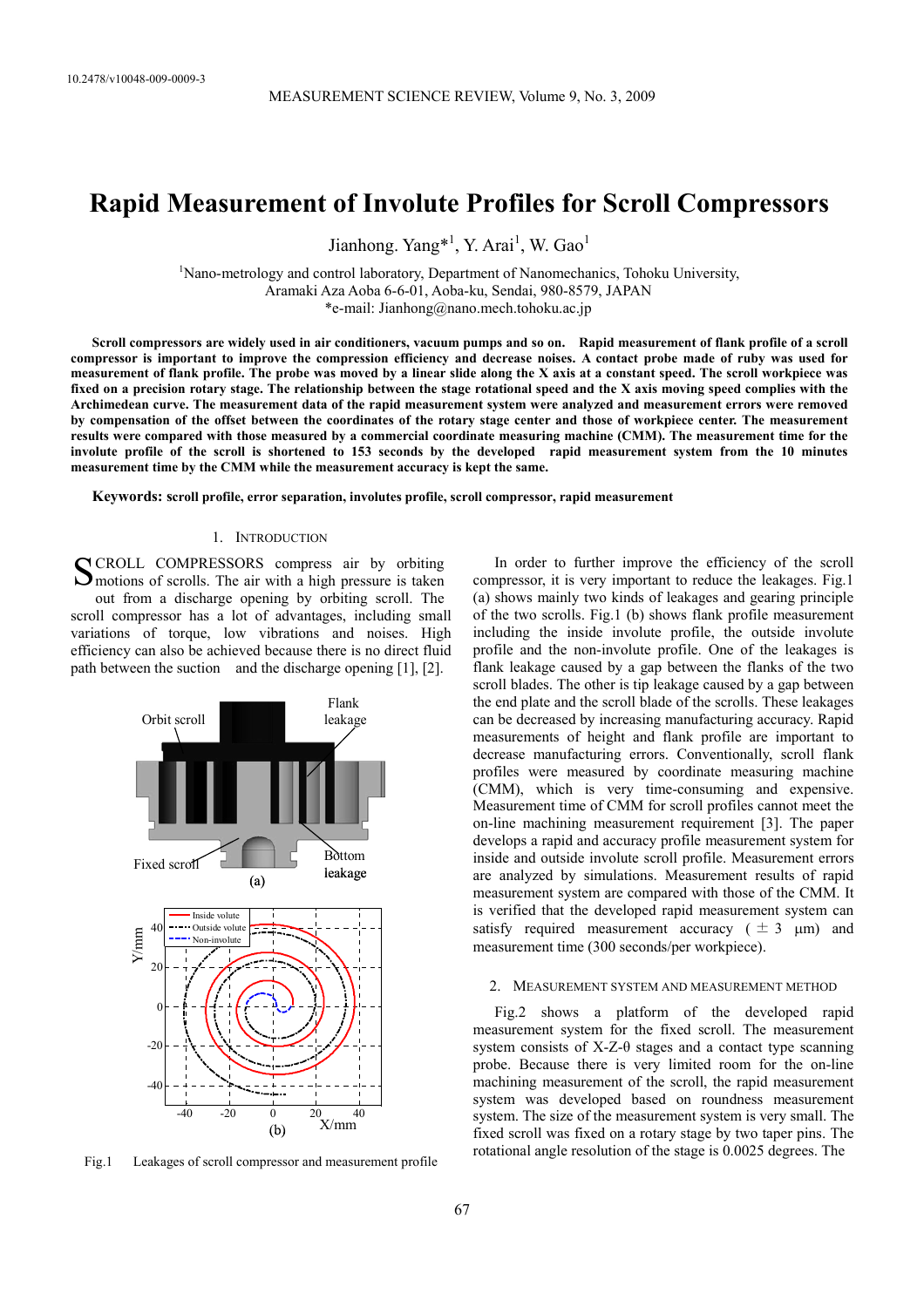10.2478/v10048-009-0009-3

# Rapid Measurement of Involute Profiles for Scroll Compressors

Jianhong. Yang*[1], Y. Arai[1], W. Gao[1]

[1]Nano-metrology and control laboratory, Department of Nanomechanics, Tohoku University, Aramaki Aza Aoba 6-6-01, Aoba-ku, Sendai, 980-8579, JAPAN
*e-mail: Jianhong@nano.mech.tohoku.ac.jp

**Scroll compressors are widely used in air conditioners, vacuum pumps and so on. Rapid measurement of flank profile of a scroll compressor is important to improve the compression efficiency and decrease noises. A contact probe made of ruby was used for measurement of flank profile. The probe was moved by a linear slide along the X axis at a constant speed. The scroll workpiece was fixed on a precision rotary stage. The relationship between the stage rotational speed and the X axis moving speed complies with the Archimedean curve. The measurement data of the rapid measurement system were analyzed and measurement errors were removed by compensation of the offset between the coordinates of the rotary stage center and those of workpiece center. The measurement results were compared with those measured by a commercial coordinate measuring machine (CMM). The measurement time for the involute profile of the scroll is shortened to 153 seconds by the developed rapid measurement system from the 10 minutes measurement time by the CMM while the measurement accuracy is kept the same.**

**Keywords:** **scroll profile, error separation, involutes profile, scroll compressor, rapid measurement**

## 1. Introduction

Scroll compressors compress air by orbiting motions of scrolls. The air with a high pressure is taken out from a discharge opening by orbiting scroll. The scroll compressor has a lot of advantages, including small variations of torque, low vibrations and noises. High efficiency can also be achieved because there is no direct fluid path between the suction and the discharge opening [1], [2].

Fig.1 Leakages of scroll compressor and measurement profile

In order to further improve the efficiency of the scroll compressor, it is very important to reduce the leakages. Fig.1 (a) shows mainly two kinds of leakages and gearing principle of the two scrolls. Fig.1 (b) shows flank profile measurement including the inside involute profile, the outside involute profile and the non-involute profile. One of the leakages is flank leakage caused by a gap between the flanks of the two scroll blades. The other is tip leakage caused by a gap between the end plate and the scroll blade of the scrolls. These leakages can be decreased by increasing manufacturing accuracy. Rapid measurements of height and flank profile are important to decrease manufacturing errors. Conventionally, scroll flank profiles were measured by coordinate measuring machine (CMM), which is very time-consuming and expensive. Measurement time of CMM for scroll profiles cannot meet the on-line machining measurement requirement [3]. The paper develops a rapid and accuracy profile measurement system for inside and outside involute scroll profile. Measurement errors are analyzed by simulations. Measurement results of rapid measurement system are compared with those of the CMM. It is verified that the developed rapid measurement system can satisfy required measurement accuracy ($\pm 3$ μm) and measurement time (300 seconds/per workpiece).

## 2. Measurement System and Measurement Method

Fig.2 shows a platform of the developed rapid measurement system for the fixed scroll. The measurement system consists of X-Z-θ stages and a contact type scanning probe. Because there is very limited room for the on-line machining measurement of the scroll, the rapid measurement system was developed based on roundness measurement system. The size of the measurement system is very small. The fixed scroll was fixed on a rotary stage by two taper pins. The rotational angle resolution of the stage is 0.0025 degrees. The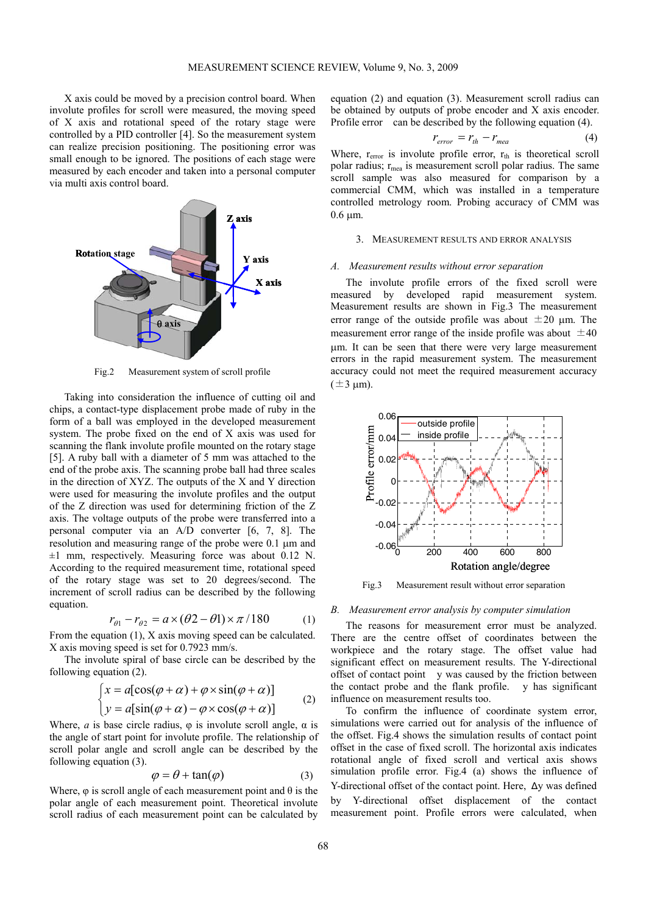X axis could be moved by a precision control board. When involute profiles for scroll were measured, the moving speed of X axis and rotational speed of the rotary stage were controlled by a PID controller [4]. So the measurement system can realize precision positioning. The positioning error was small enough to be ignored. The positions of each stage were measured by each encoder and taken into a personal computer via multi axis control board.

Fig.2 Measurement system of scroll profile

Taking into consideration the influence of cutting oil and chips, a contact-type displacement probe made of ruby in the form of a ball was employed in the developed measurement system. The probe fixed on the end of X axis was used for scanning the flank involute profile mounted on the rotary stage [5]. A ruby ball with a diameter of 5 mm was attached to the end of the probe axis. The scanning probe ball had three scales in the direction of XYZ. The outputs of the X and Y direction were used for measuring the involute profiles and the output of the Z direction was used for determining friction of the Z axis. The voltage outputs of the probe were transferred into a personal computer via an A/D converter [6, 7, 8]. The resolution and measuring range of the probe were 0.1 μm and ±1 mm, respectively. Measuring force was about 0.12 N. According to the required measurement time, rotational speed of the rotary stage was set to 20 degrees/second. The increment of scroll radius can be described by the following equation.

$$r_{\theta 1} - r_{\theta 2} = a \times (\theta 2 - \theta 1) \times \pi / 180 \qquad (1)$$

From the equation (1), X axis moving speed can be calculated. X axis moving speed is set for 0.7923 mm/s.

The involute spiral of base circle can be described by the following equation (2).

$$\begin{cases} x = a[\cos(\varphi + \alpha) + \varphi \times \sin(\varphi + \alpha)] \\ y = a[\sin(\varphi + \alpha) - \varphi \times \cos(\varphi + \alpha)] \end{cases} \qquad (2)$$

Where, $a$ is base circle radius, φ is involute scroll angle, α is the angle of start point for involute profile. The relationship of scroll polar angle and scroll angle can be described by the following equation (3).

$$\varphi = \theta + \tan(\varphi) \qquad (3)$$

Where, φ is scroll angle of each measurement point and θ is the polar angle of each measurement point. Theoretical involute scroll radius of each measurement point can be calculated by equation (2) and equation (3). Measurement scroll radius can be obtained by outputs of probe encoder and X axis encoder. Profile error can be described by the following equation (4).

$$r_{error} = r_{th} - r_{mea} \qquad (4)$$

Where, $r_{error}$ is involute profile error, $r_{th}$ is theoretical scroll polar radius; $r_{mea}$ is measurement scroll polar radius. The same scroll sample was also measured for comparison by a commercial CMM, which was installed in a temperature controlled metrology room. Probing accuracy of CMM was 0.6 μm.

## 3. Measurement results and error analysis

### *A. Measurement results without error separation*

The involute profile errors of the fixed scroll were measured by developed rapid measurement system. Measurement results are shown in Fig.3 The measurement error range of the outside profile was about ±20 μm. The measurement error range of the inside profile was about ±40 μm. It can be seen that there were very large measurement errors in the rapid measurement system. The measurement accuracy could not meet the required measurement accuracy (±3 μm).

Fig.3 Measurement result without error separation

### *B. Measurement error analysis by computer simulation*

The reasons for measurement error must be analyzed. There are the centre offset of coordinates between the workpiece and the rotary stage. The offset value had significant effect on measurement results. The Y-directional offset of contact point y was caused by the friction between the contact probe and the flank profile. y has significant influence on measurement results too.

To confirm the influence of coordinate system error, simulations were carried out for analysis of the influence of the offset. Fig.4 shows the simulation results of contact point offset in the case of fixed scroll. The horizontal axis indicates rotational angle of fixed scroll and vertical axis shows simulation profile error. Fig.4 (a) shows the influence of Y-directional offset of the contact point. Here, Δy was defined by Y-directional offset displacement of the contact measurement point. Profile errors were calculated, when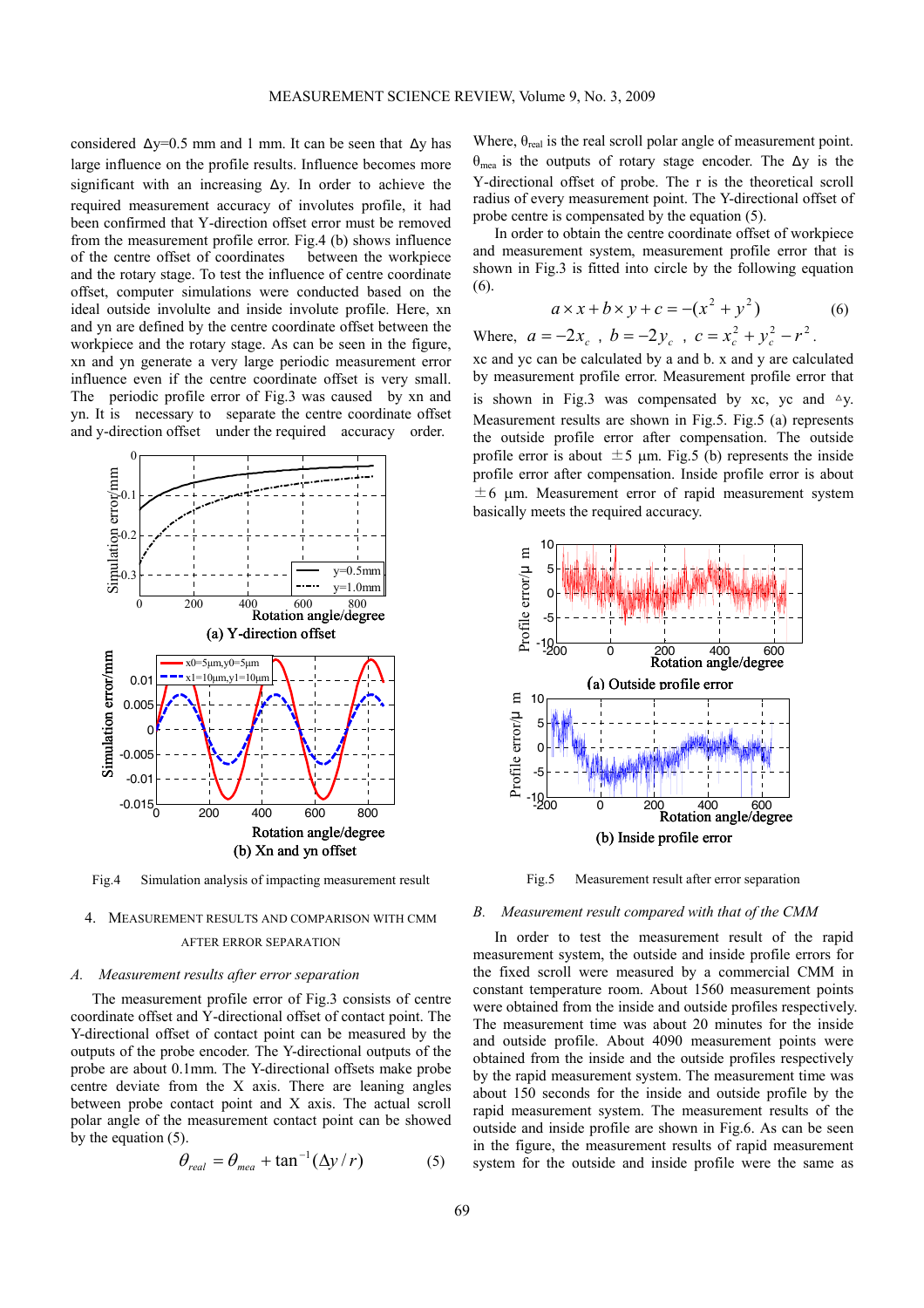considered Δy=0.5 mm and 1 mm. It can be seen that Δy has large influence on the profile results. Influence becomes more significant with an increasing Δy. In order to achieve the required measurement accuracy of involutes profile, it had been confirmed that Y-direction offset error must be removed from the measurement profile error. Fig.4 (b) shows influence of the centre offset of coordinates between the workpiece and the rotary stage. To test the influence of centre coordinate offset, computer simulations were conducted based on the ideal outside involulte and inside involute profile. Here, xn and yn are defined by the centre coordinate offset between the workpiece and the rotary stage. As can be seen in the figure, xn and yn generate a very large periodic measurement error influence even if the centre coordinate offset is very small. The periodic profile error of Fig.3 was caused by xn and yn. It is necessary to separate the centre coordinate offset and y-direction offset under the required accuracy order.

Fig.4 Simulation analysis of impacting measurement result

## 4. MEASUREMENT RESULTS AND COMPARISON WITH CMM AFTER ERROR SEPARATION

### A. Measurement results after error separation

The measurement profile error of Fig.3 consists of centre coordinate offset and Y-directional offset of contact point. The Y-directional offset of contact point can be measured by the outputs of the probe encoder. The Y-directional outputs of the probe are about 0.1mm. The Y-directional offsets make probe centre deviate from the X axis. There are leaning angles between probe contact point and X axis. The actual scroll polar angle of the measurement contact point can be showed by the equation (5).

$$\theta_{real} = \theta_{mea} + \tan^{-1}(\Delta y / r) \qquad (5)$$

Where, $\theta_{real}$ is the real scroll polar angle of measurement point. $\theta_{mea}$ is the outputs of rotary stage encoder. The Δy is the Y-directional offset of probe. The r is the theoretical scroll radius of every measurement point. The Y-directional offset of probe centre is compensated by the equation (5).

In order to obtain the centre coordinate offset of workpiece and measurement system, measurement profile error that is shown in Fig.3 is fitted into circle by the following equation (6).

$$a \times x + b \times y + c = -(x^2 + y^2) \qquad (6)$$

Where, $a = -2x_c$ , $b = -2y_c$ , $c = x_c^2 + y_c^2 - r^2$.

xc and yc can be calculated by a and b. x and y are calculated by measurement profile error. Measurement profile error that is shown in Fig.3 was compensated by xc, yc and △y. Measurement results are shown in Fig.5. Fig.5 (a) represents the outside profile error after compensation. The outside profile error is about ±5 μm. Fig.5 (b) represents the inside profile error after compensation. Inside profile error is about ±6 μm. Measurement error of rapid measurement system basically meets the required accuracy.

Fig.5 Measurement result after error separation

### B. Measurement result compared with that of the CMM

In order to test the measurement result of the rapid measurement system, the outside and inside profile errors for the fixed scroll were measured by a commercial CMM in constant temperature room. About 1560 measurement points were obtained from the inside and outside profiles respectively. The measurement time was about 20 minutes for the inside and outside profile. About 4090 measurement points were obtained from the inside and the outside profiles respectively by the rapid measurement system. The measurement time was about 150 seconds for the inside and outside profile by the rapid measurement system. The measurement results of the outside and inside profile are shown in Fig.6. As can be seen in the figure, the measurement results of rapid measurement system for the outside and inside profile were the same as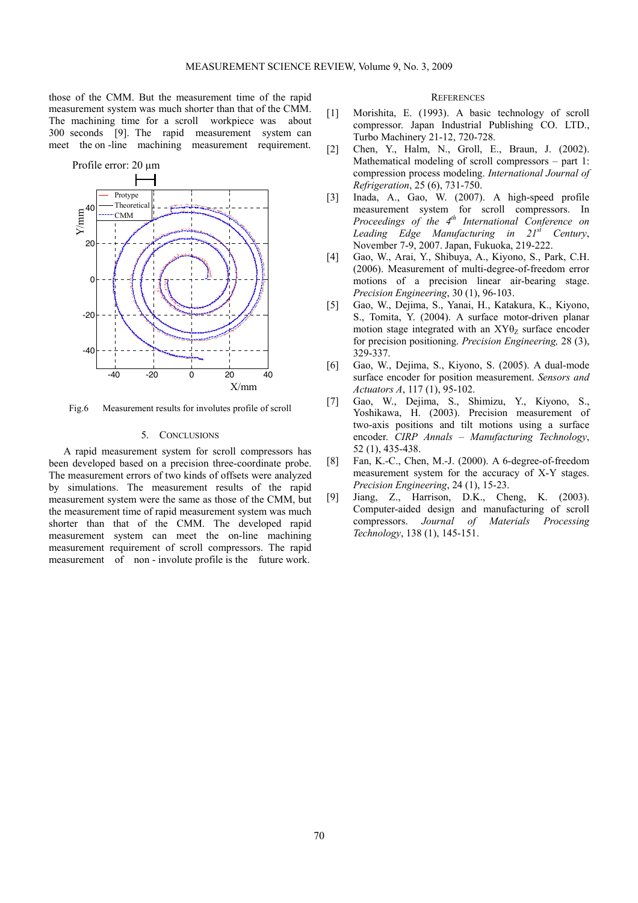those of the CMM. But the measurement time of the rapid measurement system was much shorter than that of the CMM. The machining time for a scroll workpiece was about 300 seconds [9]. The rapid measurement system can meet the on-line machining measurement requirement.

Profile error: 20 µm

Protype
Theoretical
CMM

Y/mm
40
20
0
-20
-40

-40
-20
0
20
40
X/mm

Fig.6 Measurement results for involutes profile of scroll

## 5. Conclusions

A rapid measurement system for scroll compressors has been developed based on a precision three-coordinate probe. The measurement errors of two kinds of offsets were analyzed by simulations. The measurement results of the rapid measurement system were the same as those of the CMM, but the measurement time of rapid measurement system was much shorter than that of the CMM. The developed rapid measurement system can meet the on-line machining measurement requirement of scroll compressors. The rapid measurement of non - involute profile is the future work.

## References

[1] Morishita, E. (1993). A basic technology of scroll compressor. Japan Industrial Publishing CO. LTD., Turbo Machinery 21-12, 720-728.

[2] Chen, Y., Halm, N., Groll, E., Braun, J. (2002). Mathematical modeling of scroll compressors – part 1: compression process modeling. *International Journal of Refrigeration*, 25 (6), 731-750.

[3] Inada, A., Gao, W. (2007). A high-speed profile measurement system for scroll compressors. In *Proceedings of the 4th International Conference on Leading Edge Manufacturing in 21st Century*, November 7-9, 2007. Japan, Fukuoka, 219-222.

[4] Gao, W., Arai, Y., Shibuya, A., Kiyono, S., Park, C.H. (2006). Measurement of multi-degree-of-freedom error motions of a precision linear air-bearing stage. *Precision Engineering*, 30 (1), 96-103.

[5] Gao, W., Dejima, S., Yanai, H., Katakura, K., Kiyono, S., Tomita, Y. (2004). A surface motor-driven planar motion stage integrated with an $XY\theta_Z$ surface encoder for precision positioning. *Precision Engineering,* 28 (3), 329-337.

[6] Gao, W., Dejima, S., Kiyono, S. (2005). A dual-mode surface encoder for position measurement. *Sensors and Actuators A*, 117 (1), 95-102.

[7] Gao, W., Dejima, S., Shimizu, Y., Kiyono, S., Yoshikawa, H. (2003). Precision measurement of two-axis positions and tilt motions using a surface encoder. *CIRP Annals – Manufacturing Technology*, 52 (1), 435-438.

[8] Fan, K.-C., Chen, M.-J. (2000). A 6-degree-of-freedom measurement system for the accuracy of X-Y stages. *Precision Engineering*, 24 (1), 15-23.

[9] Jiang, Z., Harrison, D.K., Cheng, K. (2003). Computer-aided design and manufacturing of scroll compressors. *Journal of Materials Processing Technology*, 138 (1), 145-151.